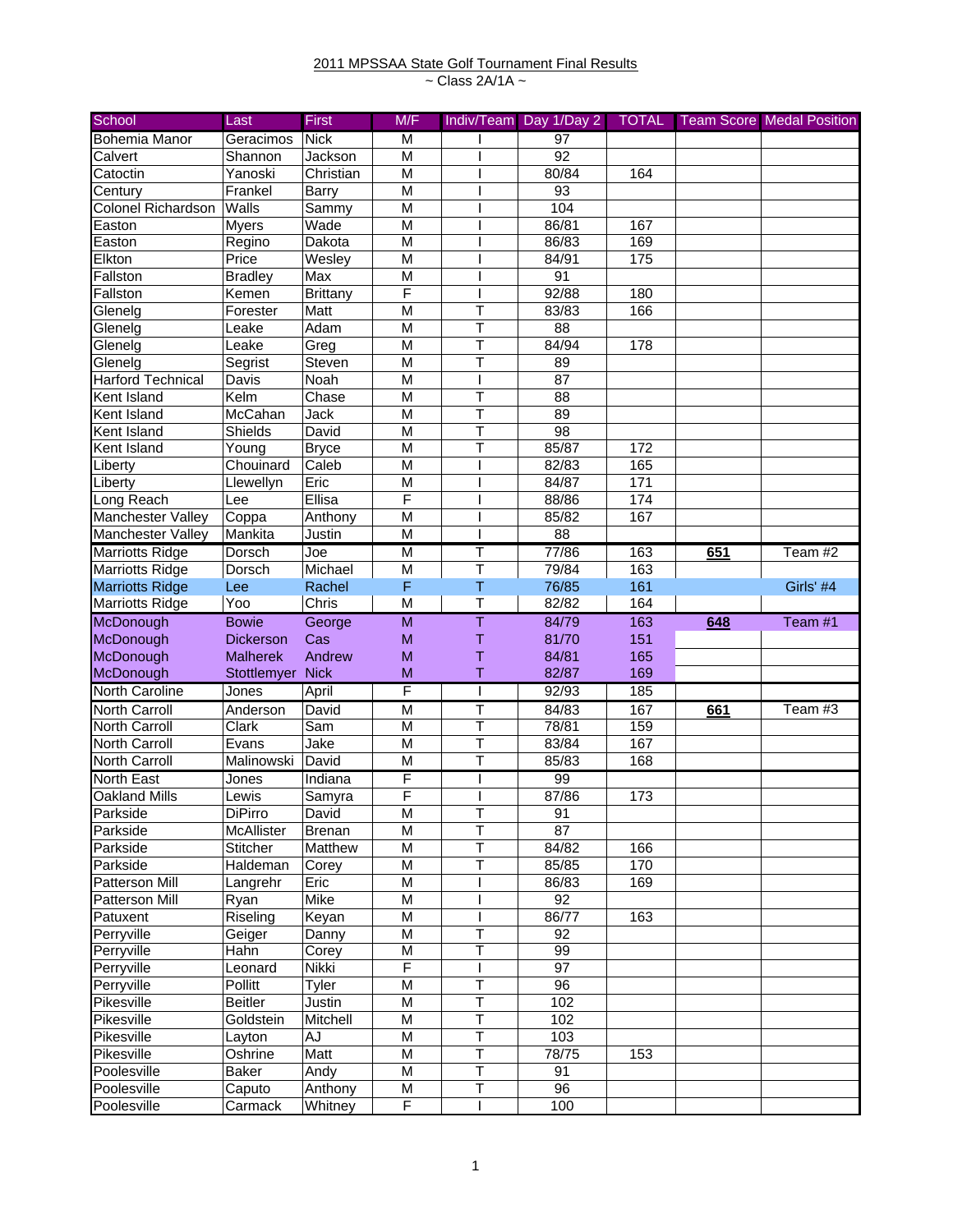2011 MPSSAA State Golf Tournament Final Results

~ Class 2A/1A ~

| School | Last | First | M/F | Indiv/Team | Day 1/Day 2 | TOTAL | Team Score | Medal Position |
|---|---|---|---|---|---|---|---|---|
| Bohemia Manor | Geracimos | Nick | M | I | 97 | | | |
| Calvert | Shannon | Jackson | M | I | 92 | | | |
| Catoctin | Yanoski | Christian | M | I | 80/84 | 164 | | |
| Century | Frankel | Barry | M | I | 93 | | | |
| Colonel Richardson | Walls | Sammy | M | I | 104 | | | |
| Easton | Myers | Wade | M | I | 86/81 | 167 | | |
| Easton | Regino | Dakota | M | I | 86/83 | 169 | | |
| Elkton | Price | Wesley | M | I | 84/91 | 175 | | |
| Fallston | Bradley | Max | M | I | 91 | | | |
| Fallston | Kemen | Brittany | F | I | 92/88 | 180 | | |
| Glenelg | Forester | Matt | M | T | 83/83 | 166 | | |
| Glenelg | Leake | Adam | M | T | 88 | | | |
| Glenelg | Leake | Greg | M | T | 84/94 | 178 | | |
| Glenelg | Segrist | Steven | M | T | 89 | | | |
| Harford Technical | Davis | Noah | M | I | 87 | | | |
| Kent Island | Kelm | Chase | M | T | 88 | | | |
| Kent Island | McCahan | Jack | M | T | 89 | | | |
| Kent Island | Shields | David | M | T | 98 | | | |
| Kent Island | Young | Bryce | M | T | 85/87 | 172 | | |
| Liberty | Chouinard | Caleb | M | I | 82/83 | 165 | | |
| Liberty | Llewellyn | Eric | M | I | 84/87 | 171 | | |
| Long Reach | Lee | Ellisa | F | I | 88/86 | 174 | | |
| Manchester Valley | Coppa | Anthony | M | I | 85/82 | 167 | | |
| Manchester Valley | Mankita | Justin | M | I | 88 | | | |
| Marriotts Ridge | Dorsch | Joe | M | T | 77/86 | 163 | **651** | Team #2 |
| Marriotts Ridge | Dorsch | Michael | M | T | 79/84 | 163 | | |
| Marriotts Ridge | Lee | Rachel | F | T | 76/85 | 161 | | Girls' #4 |
| Marriotts Ridge | Yoo | Chris | M | T | 82/82 | 164 | | |
| McDonough | Bowie | George | M | T | 84/79 | 163 | **648** | Team #1 |
| McDonough | Dickerson | Cas | M | T | 81/70 | 151 | | |
| McDonough | Malherek | Andrew | M | T | 84/81 | 165 | | |
| McDonough | Stottlemyer | Nick | M | T | 82/87 | 169 | | |
| North Caroline | Jones | April | F | I | 92/93 | 185 | | |
| North Carroll | Anderson | David | M | T | 84/83 | 167 | **661** | Team #3 |
| North Carroll | Clark | Sam | M | T | 78/81 | 159 | | |
| North Carroll | Evans | Jake | M | T | 83/84 | 167 | | |
| North Carroll | Malinowski | David | M | T | 85/83 | 168 | | |
| North East | Jones | Indiana | F | I | 99 | | | |
| Oakland Mills | Lewis | Samyra | F | I | 87/86 | 173 | | |
| Parkside | DiPirro | David | M | T | 91 | | | |
| Parkside | McAllister | Brenan | M | T | 87 | | | |
| Parkside | Stitcher | Matthew | M | T | 84/82 | 166 | | |
| Parkside | Haldeman | Corey | M | T | 85/85 | 170 | | |
| Patterson Mill | Langrehr | Eric | M | I | 86/83 | 169 | | |
| Patterson Mill | Ryan | Mike | M | I | 92 | | | |
| Patuxent | Riseling | Keyan | M | I | 86/77 | 163 | | |
| Perryville | Geiger | Danny | M | T | 92 | | | |
| Perryville | Hahn | Corey | M | T | 99 | | | |
| Perryville | Leonard | Nikki | F | I | 97 | | | |
| Perryville | Pollitt | Tyler | M | T | 96 | | | |
| Pikesville | Beitler | Justin | M | T | 102 | | | |
| Pikesville | Goldstein | Mitchell | M | T | 102 | | | |
| Pikesville | Layton | AJ | M | T | 103 | | | |
| Pikesville | Oshrine | Matt | M | T | 78/75 | 153 | | |
| Poolesville | Baker | Andy | M | T | 91 | | | |
| Poolesville | Caputo | Anthony | M | T | 96 | | | |
| Poolesville | Carmack | Whitney | F | I | 100 | | | |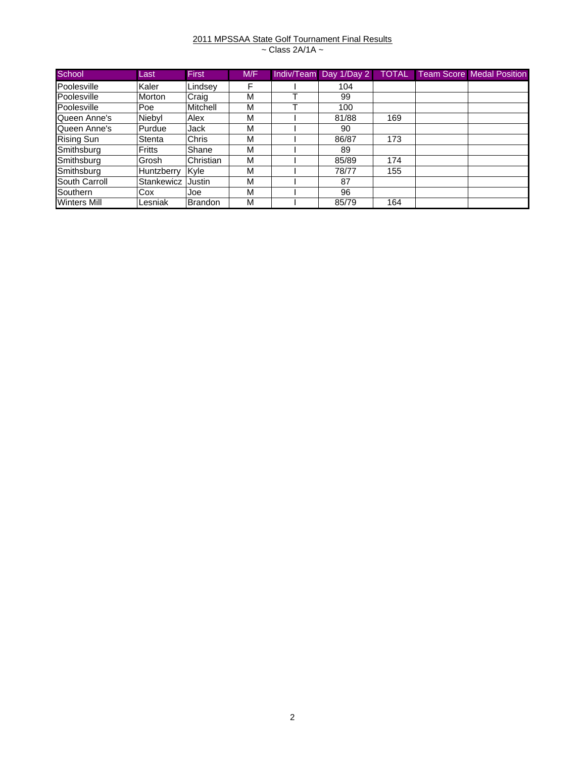2011 MPSSAA State Golf Tournament Final Results

~ Class 2A/1A ~

| School | Last | First | M/F | Indiv/Team | Day 1/Day 2 | TOTAL | Team Score | Medal Position |
|---|---|---|---|---|---|---|---|---|
| Poolesville | Kaler | Lindsey | F | I | 104 | | | |
| Poolesville | Morton | Craig | M | T | 99 | | | |
| Poolesville | Poe | Mitchell | M | T | 100 | | | |
| Queen Anne's | Niebyl | Alex | M | I | 81/88 | 169 | | |
| Queen Anne's | Purdue | Jack | M | I | 90 | | | |
| Rising Sun | Stenta | Chris | M | I | 86/87 | 173 | | |
| Smithsburg | Fritts | Shane | M | I | 89 | | | |
| Smithsburg | Grosh | Christian | M | I | 85/89 | 174 | | |
| Smithsburg | Huntzberry | Kyle | M | I | 78/77 | 155 | | |
| South Carroll | Stankewicz | Justin | M | I | 87 | | | |
| Southern | Cox | Joe | M | I | 96 | | | |
| Winters Mill | Lesniak | Brandon | M | I | 85/79 | 164 | | |